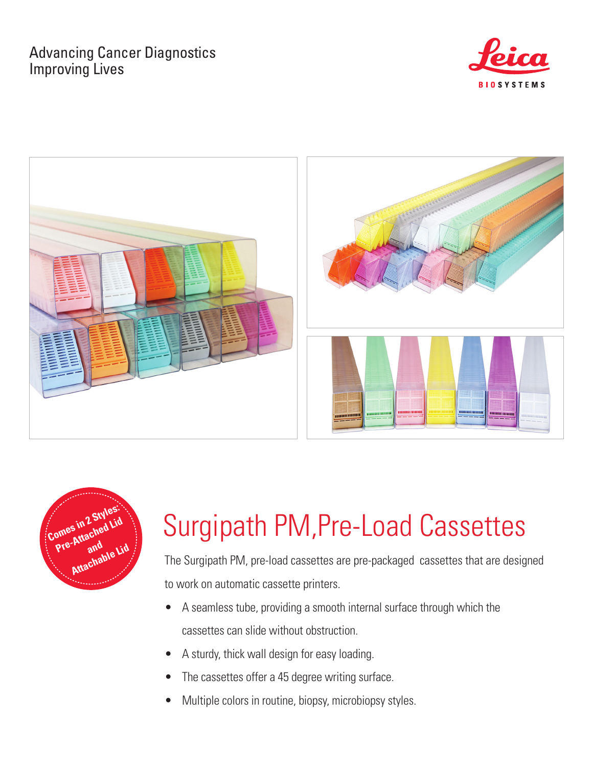Advancing Cancer Diagnostics
Improving Lives

Comes in 2 Styles: Pre-Attached Lid and Attachable Lid

# Surgipath PM,Pre-Load Cassettes

The Surgipath PM, pre-load cassettes are pre-packaged cassettes that are designed to work on automatic cassette printers.

- A seamless tube, providing a smooth internal surface through which the cassettes can slide without obstruction.
- A sturdy, thick wall design for easy loading.
- The cassettes offer a 45 degree writing surface.
- Multiple colors in routine, biopsy, microbiopsy styles.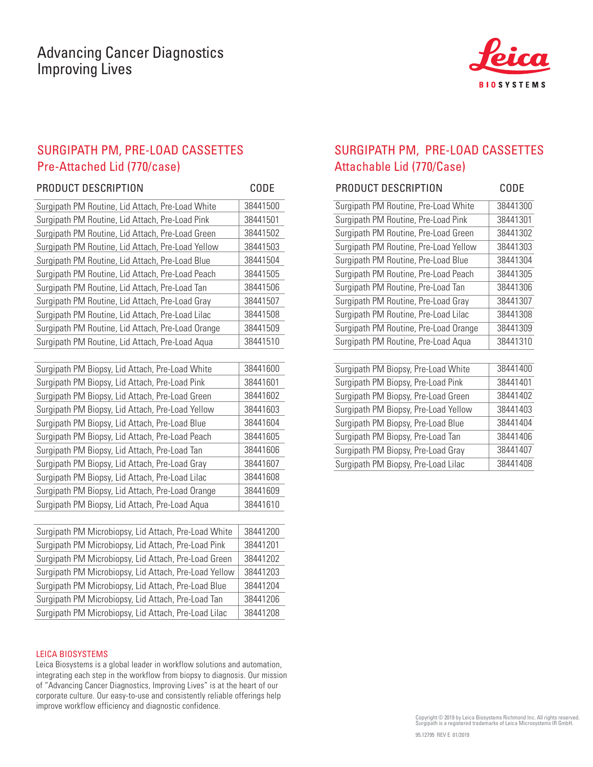# Advancing Cancer Diagnostics
# Improving Lives

Leica BIOSYSTEMS

## SURGIPATH PM, PRE-LOAD CASSETTES
## Pre-Attached Lid (770/case)

| PRODUCT DESCRIPTION | CODE |
|---|---|
| Surgipath PM Routine, Lid Attach, Pre-Load White | 38441500 |
| Surgipath PM Routine, Lid Attach, Pre-Load Pink | 38441501 |
| Surgipath PM Routine, Lid Attach, Pre-Load Green | 38441502 |
| Surgipath PM Routine, Lid Attach, Pre-Load Yellow | 38441503 |
| Surgipath PM Routine, Lid Attach, Pre-Load Blue | 38441504 |
| Surgipath PM Routine, Lid Attach, Pre-Load Peach | 38441505 |
| Surgipath PM Routine, Lid Attach, Pre-Load Tan | 38441506 |
| Surgipath PM Routine, Lid Attach, Pre-Load Gray | 38441507 |
| Surgipath PM Routine, Lid Attach, Pre-Load Lilac | 38441508 |
| Surgipath PM Routine, Lid Attach, Pre-Load Orange | 38441509 |
| Surgipath PM Routine, Lid Attach, Pre-Load Aqua | 38441510 |

| | |
|---|---|
| Surgipath PM Biopsy, Lid Attach, Pre-Load White | 38441600 |
| Surgipath PM Biopsy, Lid Attach, Pre-Load Pink | 38441601 |
| Surgipath PM Biopsy, Lid Attach, Pre-Load Green | 38441602 |
| Surgipath PM Biopsy, Lid Attach, Pre-Load Yellow | 38441603 |
| Surgipath PM Biopsy, Lid Attach, Pre-Load Blue | 38441604 |
| Surgipath PM Biopsy, Lid Attach, Pre-Load Peach | 38441605 |
| Surgipath PM Biopsy, Lid Attach, Pre-Load Tan | 38441606 |
| Surgipath PM Biopsy, Lid Attach, Pre-Load Gray | 38441607 |
| Surgipath PM Biopsy, Lid Attach, Pre-Load Lilac | 38441608 |
| Surgipath PM Biopsy, Lid Attach, Pre-Load Orange | 38441609 |
| Surgipath PM Biopsy, Lid Attach, Pre-Load Aqua | 38441610 |

| | |
|---|---|
| Surgipath PM Microbiopsy, Lid Attach, Pre-Load White | 38441200 |
| Surgipath PM Microbiopsy, Lid Attach, Pre-Load Pink | 38441201 |
| Surgipath PM Microbiopsy, Lid Attach, Pre-Load Green | 38441202 |
| Surgipath PM Microbiopsy, Lid Attach, Pre-Load Yellow | 38441203 |
| Surgipath PM Microbiopsy, Lid Attach, Pre-Load Blue | 38441204 |
| Surgipath PM Microbiopsy, Lid Attach, Pre-Load Tan | 38441206 |
| Surgipath PM Microbiopsy, Lid Attach, Pre-Load Lilac | 38441208 |

## SURGIPATH PM, PRE-LOAD CASSETTES
## Attachable Lid (770/Case)

| PRODUCT DESCRIPTION | CODE |
|---|---|
| Surgipath PM Routine, Pre-Load White | 38441300 |
| Surgipath PM Routine, Pre-Load Pink | 38441301 |
| Surgipath PM Routine, Pre-Load Green | 38441302 |
| Surgipath PM Routine, Pre-Load Yellow | 38441303 |
| Surgipath PM Routine, Pre-Load Blue | 38441304 |
| Surgipath PM Routine, Pre-Load Peach | 38441305 |
| Surgipath PM Routine, Pre-Load Tan | 38441306 |
| Surgipath PM Routine, Pre-Load Gray | 38441307 |
| Surgipath PM Routine, Pre-Load Lilac | 38441308 |
| Surgipath PM Routine, Pre-Load Orange | 38441309 |
| Surgipath PM Routine, Pre-Load Aqua | 38441310 |

| | |
|---|---|
| Surgipath PM Biopsy, Pre-Load White | 38441400 |
| Surgipath PM Biopsy, Pre-Load Pink | 38441401 |
| Surgipath PM Biopsy, Pre-Load Green | 38441402 |
| Surgipath PM Biopsy, Pre-Load Yellow | 38441403 |
| Surgipath PM Biopsy, Pre-Load Blue | 38441404 |
| Surgipath PM Biopsy, Pre-Load Tan | 38441406 |
| Surgipath PM Biopsy, Pre-Load Gray | 38441407 |
| Surgipath PM Biopsy, Pre-Load Lilac | 38441408 |

### LEICA BIOSYSTEMS

Leica Biosystems is a global leader in workflow solutions and automation, integrating each step in the workflow from biopsy to diagnosis. Our mission of "Advancing Cancer Diagnostics, Improving Lives" is at the heart of our corporate culture. Our easy-to-use and consistently reliable offerings help improve workflow efficiency and diagnostic confidence.

Copyright © 2019 by Leica Biosystems Richmond Inc. All rights reserved.
Surgipath is a registered trademarks of Leica Microsystems IR GmbH.

95.12795 REV E 01/2019